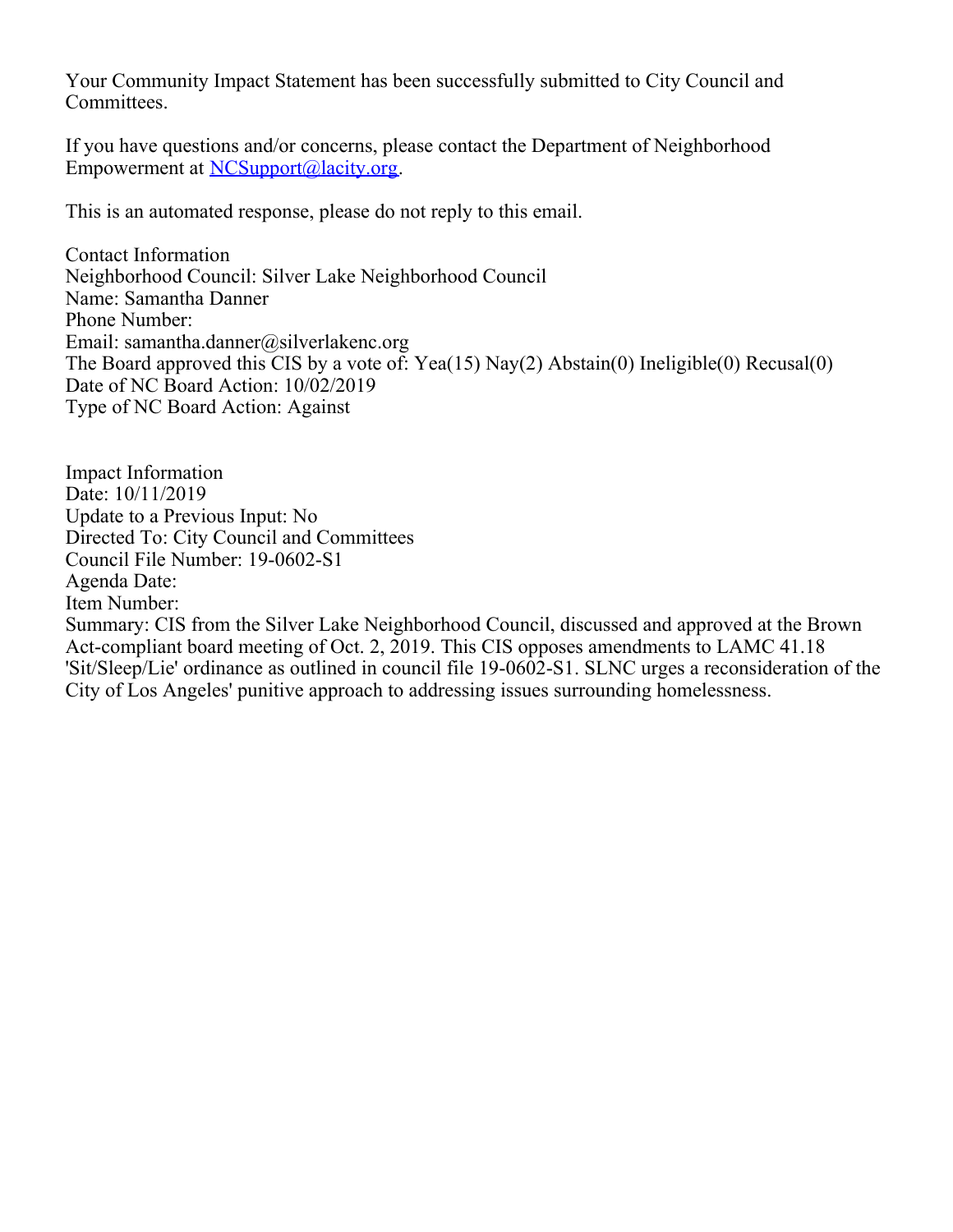Your Community Impact Statement has been successfully submitted to City Council and Committees.

If you have questions and/or concerns, please contact the Department of Neighborhood Empowerment at [NCSupport@lacity.org](mailto:NCSupport@lacity.org).

This is an automated response, please do not reply to this email.

Contact Information
Neighborhood Council: Silver Lake Neighborhood Council
Name: Samantha Danner
Phone Number:
Email: samantha.danner@silverlakenc.org
The Board approved this CIS by a vote of: Yea(15) Nay(2) Abstain(0) Ineligible(0) Recusal(0)
Date of NC Board Action: 10/02/2019
Type of NC Board Action: Against

Impact Information
Date: 10/11/2019
Update to a Previous Input: No
Directed To: City Council and Committees
Council File Number: 19-0602-S1
Agenda Date:
Item Number:
Summary: CIS from the Silver Lake Neighborhood Council, discussed and approved at the Brown Act-compliant board meeting of Oct. 2, 2019. This CIS opposes amendments to LAMC 41.18 'Sit/Sleep/Lie' ordinance as outlined in council file 19-0602-S1. SLNC urges a reconsideration of the City of Los Angeles' punitive approach to addressing issues surrounding homelessness.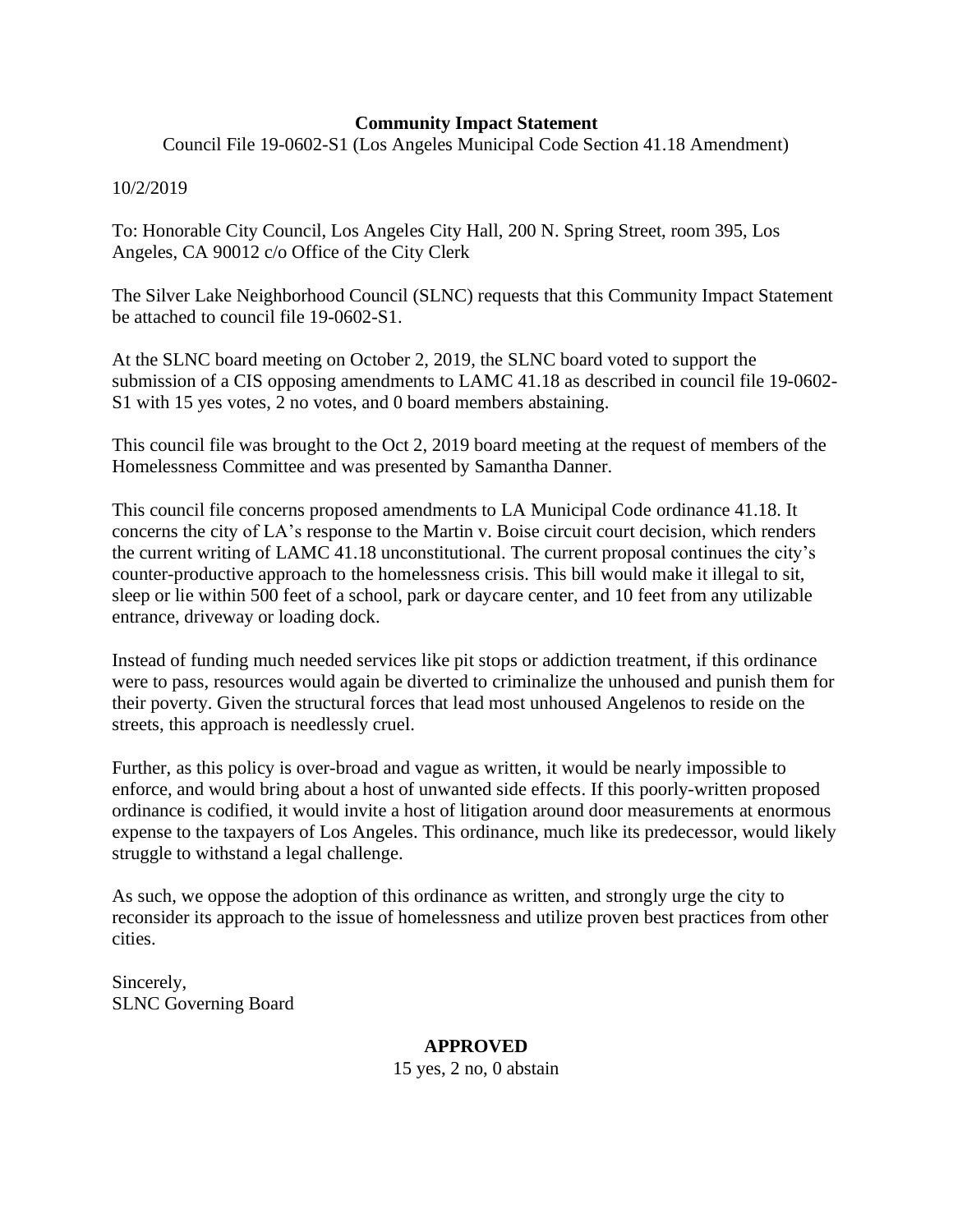**Community Impact Statement**

Council File 19-0602-S1 (Los Angeles Municipal Code Section 41.18 Amendment)

10/2/2019

To: Honorable City Council, Los Angeles City Hall, 200 N. Spring Street, room 395, Los Angeles, CA 90012 c/o Office of the City Clerk

The Silver Lake Neighborhood Council (SLNC) requests that this Community Impact Statement be attached to council file 19-0602-S1.

At the SLNC board meeting on October 2, 2019, the SLNC board voted to support the submission of a CIS opposing amendments to LAMC 41.18 as described in council file 19-0602-S1 with 15 yes votes, 2 no votes, and 0 board members abstaining.

This council file was brought to the Oct 2, 2019 board meeting at the request of members of the Homelessness Committee and was presented by Samantha Danner.

This council file concerns proposed amendments to LA Municipal Code ordinance 41.18. It concerns the city of LA's response to the Martin v. Boise circuit court decision, which renders the current writing of LAMC 41.18 unconstitutional. The current proposal continues the city's counter-productive approach to the homelessness crisis. This bill would make it illegal to sit, sleep or lie within 500 feet of a school, park or daycare center, and 10 feet from any utilizable entrance, driveway or loading dock.

Instead of funding much needed services like pit stops or addiction treatment, if this ordinance were to pass, resources would again be diverted to criminalize the unhoused and punish them for their poverty. Given the structural forces that lead most unhoused Angelenos to reside on the streets, this approach is needlessly cruel.

Further, as this policy is over-broad and vague as written, it would be nearly impossible to enforce, and would bring about a host of unwanted side effects. If this poorly-written proposed ordinance is codified, it would invite a host of litigation around door measurements at enormous expense to the taxpayers of Los Angeles. This ordinance, much like its predecessor, would likely struggle to withstand a legal challenge.

As such, we oppose the adoption of this ordinance as written, and strongly urge the city to reconsider its approach to the issue of homelessness and utilize proven best practices from other cities.

Sincerely,
SLNC Governing Board

**APPROVED**

15 yes, 2 no, 0 abstain